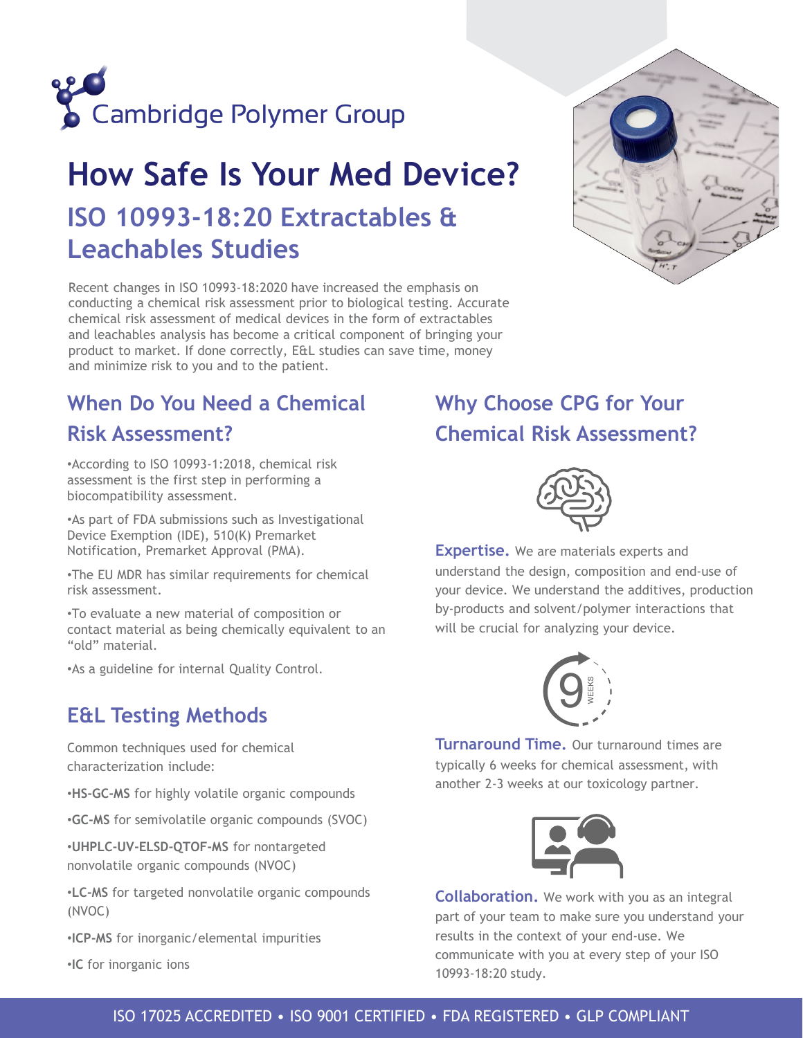Cambridge Polymer Group

# How Safe Is Your Med Device?

## ISO 10993-18:20 Extractables & Leachables Studies

Recent changes in ISO 10993-18:2020 have increased the emphasis on conducting a chemical risk assessment prior to biological testing. Accurate chemical risk assessment of medical devices in the form of extractables and leachables analysis has become a critical component of bringing your product to market. If done correctly, E&L studies can save time, money and minimize risk to you and to the patient.

## When Do You Need a Chemical Risk Assessment?

•According to ISO 10993-1:2018, chemical risk assessment is the first step in performing a biocompatibility assessment.

•As part of FDA submissions such as Investigational Device Exemption (IDE), 510(K) Premarket Notification, Premarket Approval (PMA).

•The EU MDR has similar requirements for chemical risk assessment.

•To evaluate a new material of composition or contact material as being chemically equivalent to an "old" material.

•As a guideline for internal Quality Control.

## E&L Testing Methods

Common techniques used for chemical characterization include:

•**HS-GC-MS** for highly volatile organic compounds

•**GC-MS** for semivolatile organic compounds (SVOC)

•**UHPLC-UV-ELSD-QTOF-MS** for nontargeted nonvolatile organic compounds (NVOC)

•**LC-MS** for targeted nonvolatile organic compounds (NVOC)

•**ICP-MS** for inorganic/elemental impurities

•**IC** for inorganic ions

## Why Choose CPG for Your Chemical Risk Assessment?

**Expertise.** We are materials experts and understand the design, composition and end-use of your device. We understand the additives, production by-products and solvent/polymer interactions that will be crucial for analyzing your device.

9 WEEKS

**Turnaround Time.** Our turnaround times are typically 6 weeks for chemical assessment, with another 2-3 weeks at our toxicology partner.

**Collaboration.** We work with you as an integral part of your team to make sure you understand your results in the context of your end-use. We communicate with you at every step of your ISO 10993-18:20 study.

ISO 17025 ACCREDITED • ISO 9001 CERTIFIED • FDA REGISTERED • GLP COMPLIANT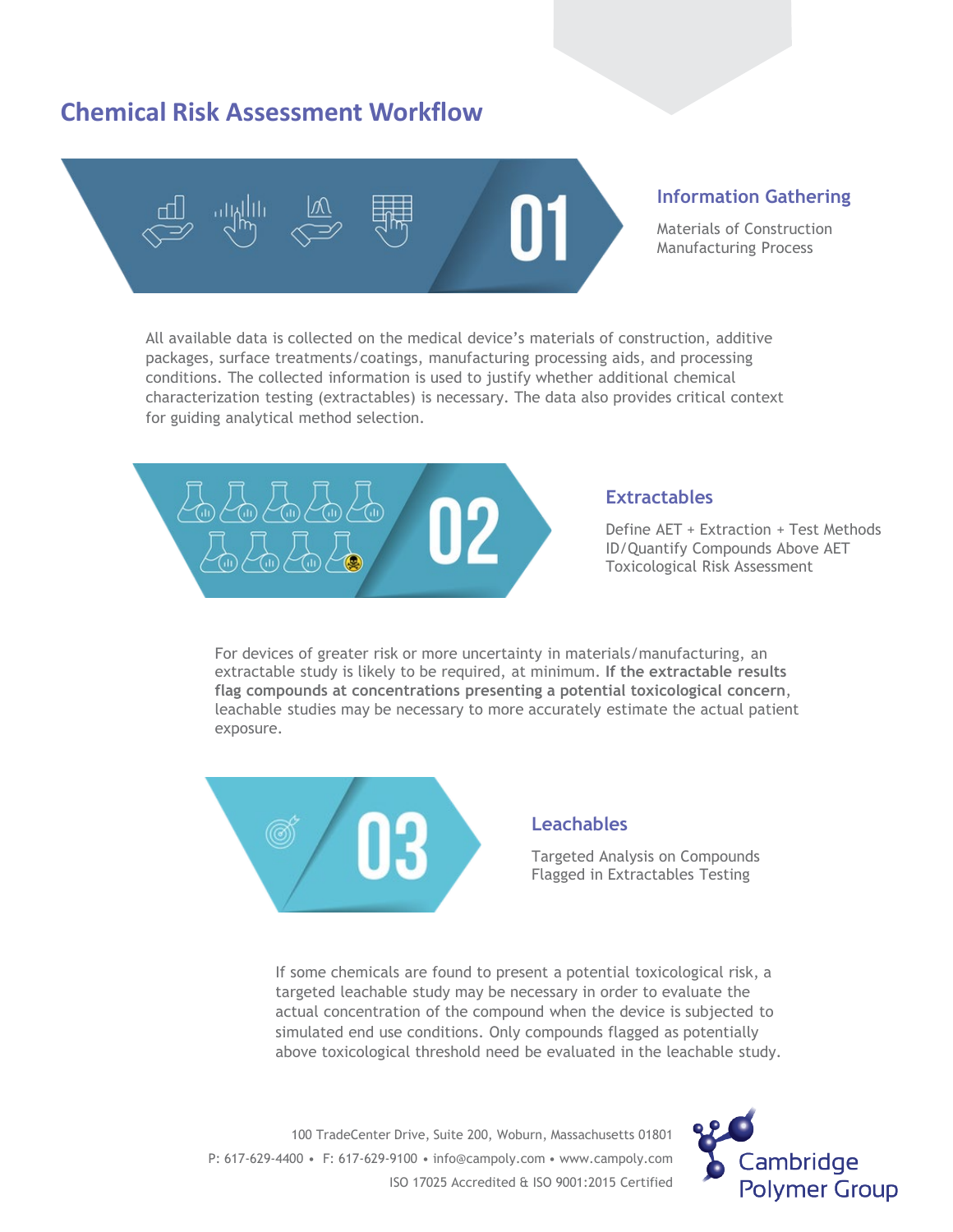# Chemical Risk Assessment Workflow

01

## Information Gathering

Materials of Construction
Manufacturing Process

All available data is collected on the medical device's materials of construction, additive packages, surface treatments/coatings, manufacturing processing aids, and processing conditions. The collected information is used to justify whether additional chemical characterization testing (extractables) is necessary. The data also provides critical context for guiding analytical method selection.

02

## Extractables

Define AET + Extraction + Test Methods
ID/Quantify Compounds Above AET
Toxicological Risk Assessment

For devices of greater risk or more uncertainty in materials/manufacturing, an extractable study is likely to be required, at minimum. **If the extractable results flag compounds at concentrations presenting a potential toxicological concern**, leachable studies may be necessary to more accurately estimate the actual patient exposure.

03

## Leachables

Targeted Analysis on Compounds
Flagged in Extractables Testing

If some chemicals are found to present a potential toxicological risk, a targeted leachable study may be necessary in order to evaluate the actual concentration of the compound when the device is subjected to simulated end use conditions. Only compounds flagged as potentially above toxicological threshold need be evaluated in the leachable study.

100 TradeCenter Drive, Suite 200, Woburn, Massachusetts 01801
P: 617-629-4400 • F: 617-629-9100 • info@campoly.com • www.campoly.com
ISO 17025 Accredited & ISO 9001:2015 Certified

Cambridge Polymer Group